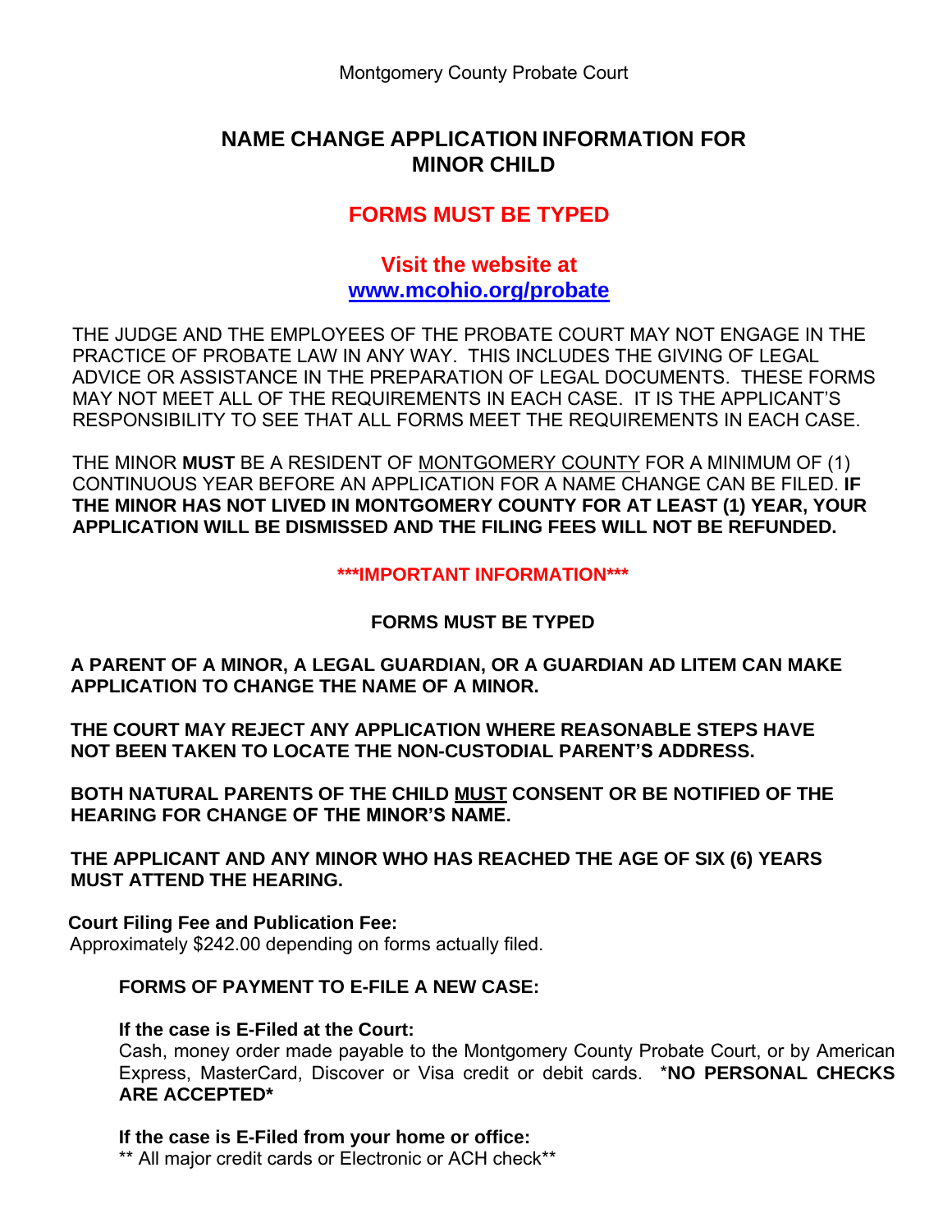Montgomery County Probate Court

# NAME CHANGE APPLICATION INFORMATION FOR MINOR CHILD

## FORMS MUST BE TYPED

## Visit the website at [www.mcohio.org/probate](www.mcohio.org/probate)

THE JUDGE AND THE EMPLOYEES OF THE PROBATE COURT MAY NOT ENGAGE IN THE PRACTICE OF PROBATE LAW IN ANY WAY. THIS INCLUDES THE GIVING OF LEGAL ADVICE OR ASSISTANCE IN THE PREPARATION OF LEGAL DOCUMENTS. THESE FORMS MAY NOT MEET ALL OF THE REQUIREMENTS IN EACH CASE. IT IS THE APPLICANT'S RESPONSIBILITY TO SEE THAT ALL FORMS MEET THE REQUIREMENTS IN EACH CASE.

THE MINOR **MUST** BE A RESIDENT OF MONTGOMERY COUNTY FOR A MINIMUM OF (1) CONTINUOUS YEAR BEFORE AN APPLICATION FOR A NAME CHANGE CAN BE FILED. **IF THE MINOR HAS NOT LIVED IN MONTGOMERY COUNTY FOR AT LEAST (1) YEAR, YOUR APPLICATION WILL BE DISMISSED AND THE FILING FEES WILL NOT BE REFUNDED.**

**\*\*\*IMPORTANT INFORMATION\*\*\***

**FORMS MUST BE TYPED**

**A PARENT OF A MINOR, A LEGAL GUARDIAN, OR A GUARDIAN AD LITEM CAN MAKE APPLICATION TO CHANGE THE NAME OF A MINOR.**

**THE COURT MAY REJECT ANY APPLICATION WHERE REASONABLE STEPS HAVE NOT BEEN TAKEN TO LOCATE THE NON-CUSTODIAL PARENT'S ADDRESS.**

**BOTH NATURAL PARENTS OF THE CHILD MUST CONSENT OR BE NOTIFIED OF THE HEARING FOR CHANGE OF THE MINOR'S NAME.**

**THE APPLICANT AND ANY MINOR WHO HAS REACHED THE AGE OF SIX (6) YEARS MUST ATTEND THE HEARING.**

**Court Filing Fee and Publication Fee:**
Approximately $242.00 depending on forms actually filed.

**FORMS OF PAYMENT TO E-FILE A NEW CASE:**

**If the case is E-Filed at the Court:**
Cash, money order made payable to the Montgomery County Probate Court, or by American Express, MasterCard, Discover or Visa credit or debit cards. \***NO PERSONAL CHECKS ARE ACCEPTED\***

**If the case is E-Filed from your home or office:**
\*\* All major credit cards or Electronic or ACH check\*\*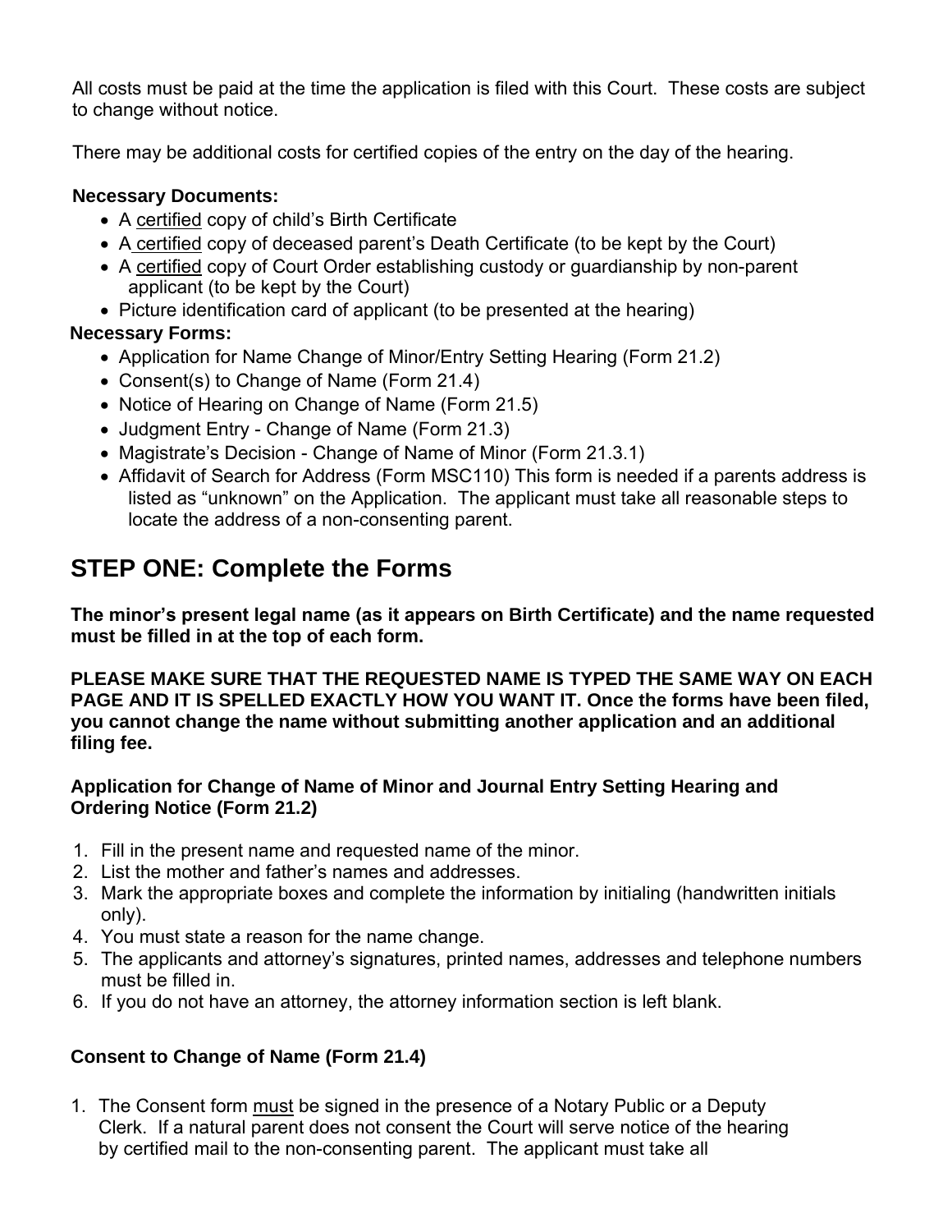All costs must be paid at the time the application is filed with this Court. These costs are subject to change without notice.

There may be additional costs for certified copies of the entry on the day of the hearing.

**Necessary Documents:**

- A certified copy of child's Birth Certificate
- A certified copy of deceased parent's Death Certificate (to be kept by the Court)
- A certified copy of Court Order establishing custody or guardianship by non-parent applicant (to be kept by the Court)
- Picture identification card of applicant (to be presented at the hearing)

**Necessary Forms:**

- Application for Name Change of Minor/Entry Setting Hearing (Form 21.2)
- Consent(s) to Change of Name (Form 21.4)
- Notice of Hearing on Change of Name (Form 21.5)
- Judgment Entry - Change of Name (Form 21.3)
- Magistrate's Decision - Change of Name of Minor (Form 21.3.1)
- Affidavit of Search for Address (Form MSC110) This form is needed if a parents address is listed as "unknown" on the Application. The applicant must take all reasonable steps to locate the address of a non-consenting parent.

## STEP ONE: Complete the Forms

**The minor's present legal name (as it appears on Birth Certificate) and the name requested must be filled in at the top of each form.**

**PLEASE MAKE SURE THAT THE REQUESTED NAME IS TYPED THE SAME WAY ON EACH PAGE AND IT IS SPELLED EXACTLY HOW YOU WANT IT. Once the forms have been filed, you cannot change the name without submitting another application and an additional filing fee.**

**Application for Change of Name of Minor and Journal Entry Setting Hearing and Ordering Notice (Form 21.2)**

1. Fill in the present name and requested name of the minor.
2. List the mother and father's names and addresses.
3. Mark the appropriate boxes and complete the information by initialing (handwritten initials only).
4. You must state a reason for the name change.
5. The applicants and attorney's signatures, printed names, addresses and telephone numbers must be filled in.
6. If you do not have an attorney, the attorney information section is left blank.

**Consent to Change of Name (Form 21.4)**

1. The Consent form must be signed in the presence of a Notary Public or a Deputy Clerk. If a natural parent does not consent the Court will serve notice of the hearing by certified mail to the non-consenting parent. The applicant must take all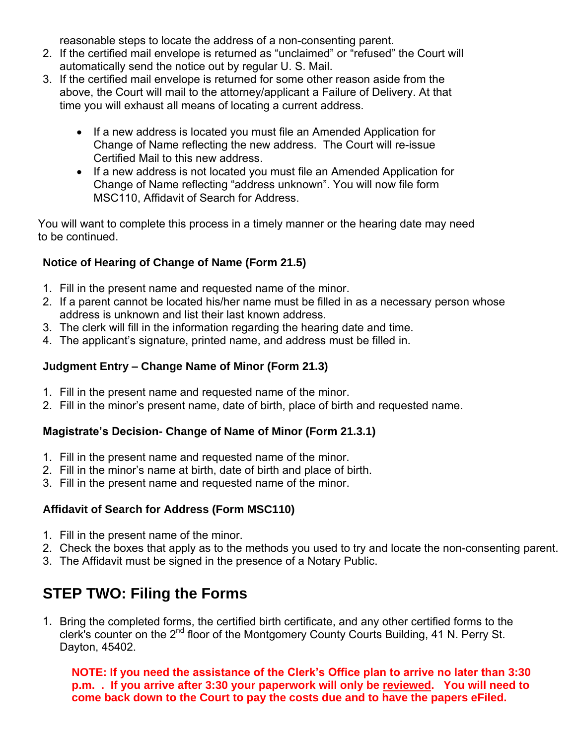reasonable steps to locate the address of a non-consenting parent.

2. If the certified mail envelope is returned as "unclaimed" or "refused" the Court will automatically send the notice out by regular U. S. Mail.
3. If the certified mail envelope is returned for some other reason aside from the above, the Court will mail to the attorney/applicant a Failure of Delivery. At that time you will exhaust all means of locating a current address.

   - If a new address is located you must file an Amended Application for Change of Name reflecting the new address. The Court will re-issue Certified Mail to this new address.
   - If a new address is not located you must file an Amended Application for Change of Name reflecting "address unknown". You will now file form MSC110, Affidavit of Search for Address.

You will want to complete this process in a timely manner or the hearing date may need to be continued.

**Notice of Hearing of Change of Name (Form 21.5)**

1. Fill in the present name and requested name of the minor.
2. If a parent cannot be located his/her name must be filled in as a necessary person whose address is unknown and list their last known address.
3. The clerk will fill in the information regarding the hearing date and time.
4. The applicant's signature, printed name, and address must be filled in.

**Judgment Entry – Change Name of Minor (Form 21.3)**

1. Fill in the present name and requested name of the minor.
2. Fill in the minor's present name, date of birth, place of birth and requested name.

**Magistrate's Decision- Change of Name of Minor (Form 21.3.1)**

1. Fill in the present name and requested name of the minor.
2. Fill in the minor's name at birth, date of birth and place of birth.
3. Fill in the present name and requested name of the minor.

**Affidavit of Search for Address (Form MSC110)**

1. Fill in the present name of the minor.
2. Check the boxes that apply as to the methods you used to try and locate the non-consenting parent.
3. The Affidavit must be signed in the presence of a Notary Public.

## STEP TWO: Filing the Forms

1. Bring the completed forms, the certified birth certificate, and any other certified forms to the clerk's counter on the 2nd floor of the Montgomery County Courts Building, 41 N. Perry St. Dayton, 45402.

   **NOTE: If you need the assistance of the Clerk's Office plan to arrive no later than 3:30 p.m. . If you arrive after 3:30 your paperwork will only be reviewed. You will need to come back down to the Court to pay the costs due and to have the papers eFiled.**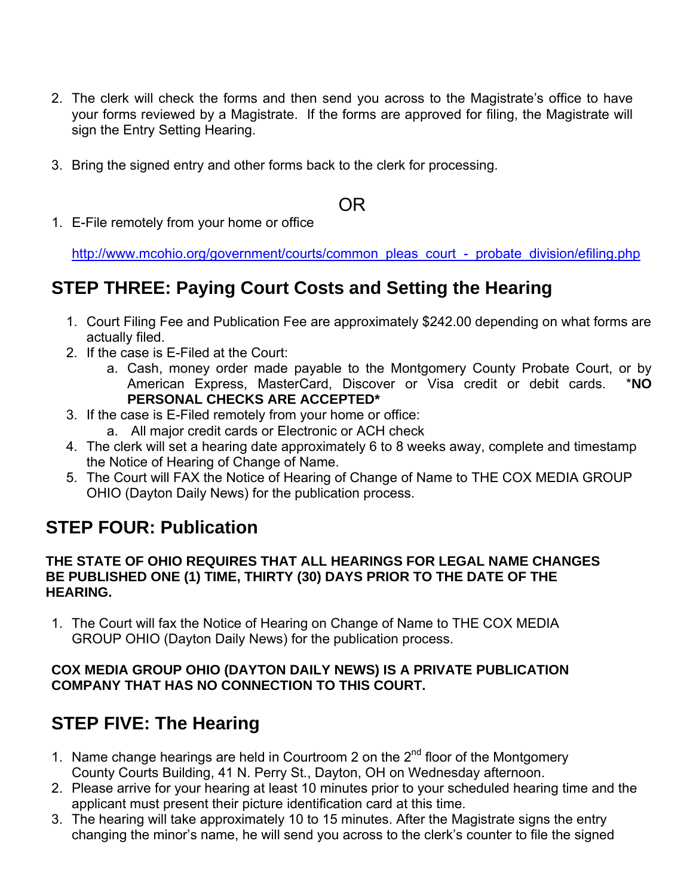2. The clerk will check the forms and then send you across to the Magistrate's office to have your forms reviewed by a Magistrate. If the forms are approved for filing, the Magistrate will sign the Entry Setting Hearing.

3. Bring the signed entry and other forms back to the clerk for processing.

OR

1. E-File remotely from your home or office

   http://www.mcohio.org/government/courts/common_pleas_court_-_probate_division/efiling.php

## STEP THREE: Paying Court Costs and Setting the Hearing

1. Court Filing Fee and Publication Fee are approximately $242.00 depending on what forms are actually filed.
2. If the case is E-Filed at the Court:
   a. Cash, money order made payable to the Montgomery County Probate Court, or by American Express, MasterCard, Discover or Visa credit or debit cards. ***NO PERSONAL CHECKS ARE ACCEPTED***
3. If the case is E-Filed remotely from your home or office:
   a. All major credit cards or Electronic or ACH check
4. The clerk will set a hearing date approximately 6 to 8 weeks away, complete and timestamp the Notice of Hearing of Change of Name.
5. The Court will FAX the Notice of Hearing of Change of Name to THE COX MEDIA GROUP OHIO (Dayton Daily News) for the publication process.

## STEP FOUR: Publication

**THE STATE OF OHIO REQUIRES THAT ALL HEARINGS FOR LEGAL NAME CHANGES BE PUBLISHED ONE (1) TIME, THIRTY (30) DAYS PRIOR TO THE DATE OF THE HEARING.**

1. The Court will fax the Notice of Hearing on Change of Name to THE COX MEDIA GROUP OHIO (Dayton Daily News) for the publication process.

**COX MEDIA GROUP OHIO (DAYTON DAILY NEWS) IS A PRIVATE PUBLICATION COMPANY THAT HAS NO CONNECTION TO THIS COURT.**

## STEP FIVE: The Hearing

1. Name change hearings are held in Courtroom 2 on the 2nd floor of the Montgomery County Courts Building, 41 N. Perry St., Dayton, OH on Wednesday afternoon.
2. Please arrive for your hearing at least 10 minutes prior to your scheduled hearing time and the applicant must present their picture identification card at this time.
3. The hearing will take approximately 10 to 15 minutes. After the Magistrate signs the entry changing the minor's name, he will send you across to the clerk's counter to file the signed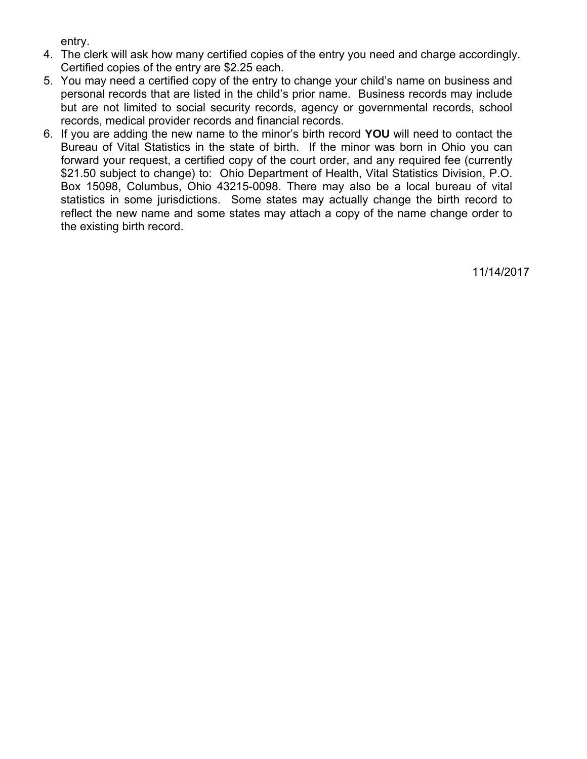entry.

4. The clerk will ask how many certified copies of the entry you need and charge accordingly. Certified copies of the entry are $2.25 each.
5. You may need a certified copy of the entry to change your child's name on business and personal records that are listed in the child's prior name. Business records may include but are not limited to social security records, agency or governmental records, school records, medical provider records and financial records.
6. If you are adding the new name to the minor's birth record **YOU** will need to contact the Bureau of Vital Statistics in the state of birth. If the minor was born in Ohio you can forward your request, a certified copy of the court order, and any required fee (currently $21.50 subject to change) to: Ohio Department of Health, Vital Statistics Division, P.O. Box 15098, Columbus, Ohio 43215-0098. There may also be a local bureau of vital statistics in some jurisdictions. Some states may actually change the birth record to reflect the new name and some states may attach a copy of the name change order to the existing birth record.

11/14/2017